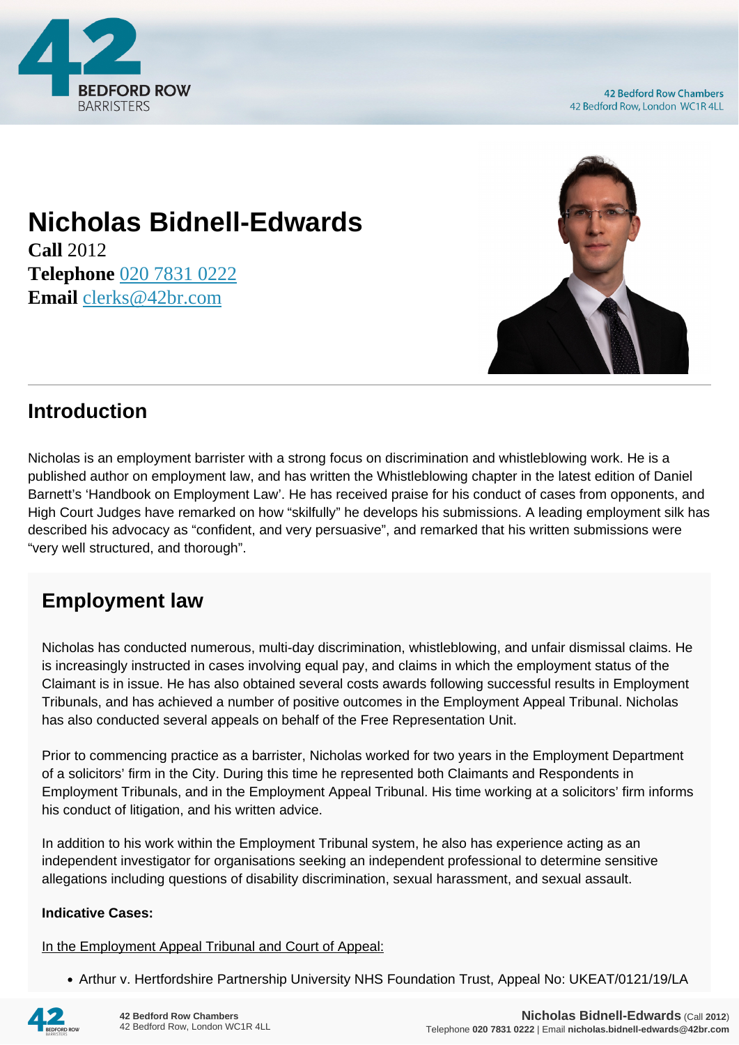# Nicholas Bidnell-Edwards

**Call** 2012
**Telephone** 020 7831 0222
**Email** clerks@42br.com

## Introduction

Nicholas is an employment barrister with a strong focus on discrimination and whistleblowing work. He is a published author on employment law, and has written the Whistleblowing chapter in the latest edition of Daniel Barnett's 'Handbook on Employment Law'. He has received praise for his conduct of cases from opponents, and High Court Judges have remarked on how "skilfully" he develops his submissions. A leading employment silk has described his advocacy as "confident, and very persuasive", and remarked that his written submissions were "very well structured, and thorough".

## Employment law

Nicholas has conducted numerous, multi-day discrimination, whistleblowing, and unfair dismissal claims. He is increasingly instructed in cases involving equal pay, and claims in which the employment status of the Claimant is in issue. He has also obtained several costs awards following successful results in Employment Tribunals, and has achieved a number of positive outcomes in the Employment Appeal Tribunal. Nicholas has also conducted several appeals on behalf of the Free Representation Unit.

Prior to commencing practice as a barrister, Nicholas worked for two years in the Employment Department of a solicitors' firm in the City. During this time he represented both Claimants and Respondents in Employment Tribunals, and in the Employment Appeal Tribunal. His time working at a solicitors' firm informs his conduct of litigation, and his written advice.

In addition to his work within the Employment Tribunal system, he also has experience acting as an independent investigator for organisations seeking an independent professional to determine sensitive allegations including questions of disability discrimination, sexual harassment, and sexual assault.

**Indicative Cases:**

In the Employment Appeal Tribunal and Court of Appeal:

- Arthur v. Hertfordshire Partnership University NHS Foundation Trust, Appeal No: UKEAT/0121/19/LA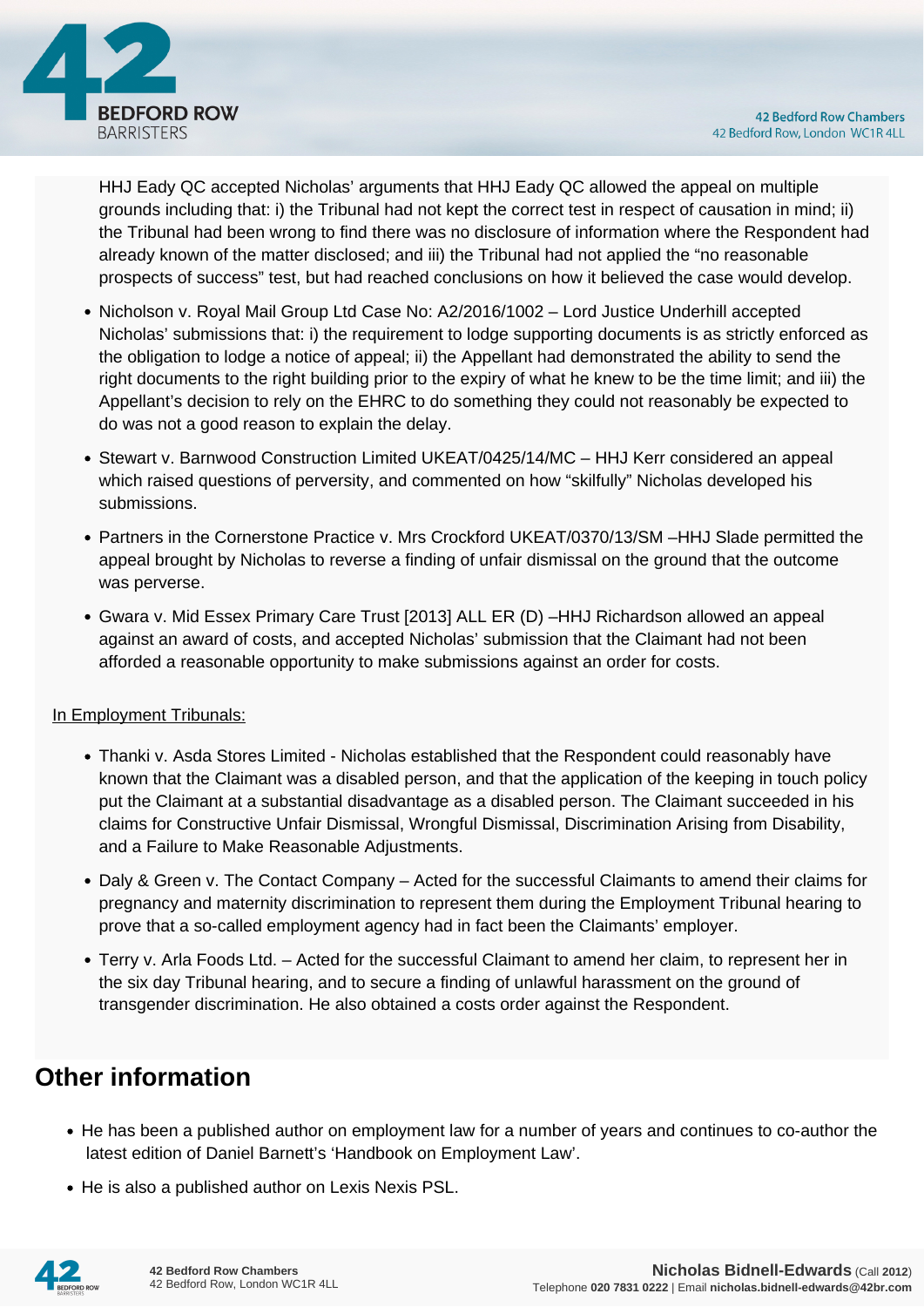HHJ Eady QC accepted Nicholas' arguments that HHJ Eady QC allowed the appeal on multiple grounds including that: i) the Tribunal had not kept the correct test in respect of causation in mind; ii) the Tribunal had been wrong to find there was no disclosure of information where the Respondent had already known of the matter disclosed; and iii) the Tribunal had not applied the "no reasonable prospects of success" test, but had reached conclusions on how it believed the case would develop.

- Nicholson v. Royal Mail Group Ltd Case No: A2/2016/1002 – Lord Justice Underhill accepted Nicholas' submissions that: i) the requirement to lodge supporting documents is as strictly enforced as the obligation to lodge a notice of appeal; ii) the Appellant had demonstrated the ability to send the right documents to the right building prior to the expiry of what he knew to be the time limit; and iii) the Appellant's decision to rely on the EHRC to do something they could not reasonably be expected to do was not a good reason to explain the delay.
- Stewart v. Barnwood Construction Limited UKEAT/0425/14/MC – HHJ Kerr considered an appeal which raised questions of perversity, and commented on how "skilfully" Nicholas developed his submissions.
- Partners in the Cornerstone Practice v. Mrs Crockford UKEAT/0370/13/SM –HHJ Slade permitted the appeal brought by Nicholas to reverse a finding of unfair dismissal on the ground that the outcome was perverse.
- Gwara v. Mid Essex Primary Care Trust [2013] ALL ER (D) –HHJ Richardson allowed an appeal against an award of costs, and accepted Nicholas' submission that the Claimant had not been afforded a reasonable opportunity to make submissions against an order for costs.

<u>In Employment Tribunals:</u>

- Thanki v. Asda Stores Limited - Nicholas established that the Respondent could reasonably have known that the Claimant was a disabled person, and that the application of the keeping in touch policy put the Claimant at a substantial disadvantage as a disabled person. The Claimant succeeded in his claims for Constructive Unfair Dismissal, Wrongful Dismissal, Discrimination Arising from Disability, and a Failure to Make Reasonable Adjustments.
- Daly & Green v. The Contact Company – Acted for the successful Claimants to amend their claims for pregnancy and maternity discrimination to represent them during the Employment Tribunal hearing to prove that a so-called employment agency had in fact been the Claimants' employer.
- Terry v. Arla Foods Ltd. – Acted for the successful Claimant to amend her claim, to represent her in the six day Tribunal hearing, and to secure a finding of unlawful harassment on the ground of transgender discrimination. He also obtained a costs order against the Respondent.

## Other information

- He has been a published author on employment law for a number of years and continues to co-author the latest edition of Daniel Barnett's 'Handbook on Employment Law'.
- He is also a published author on Lexis Nexis PSL.